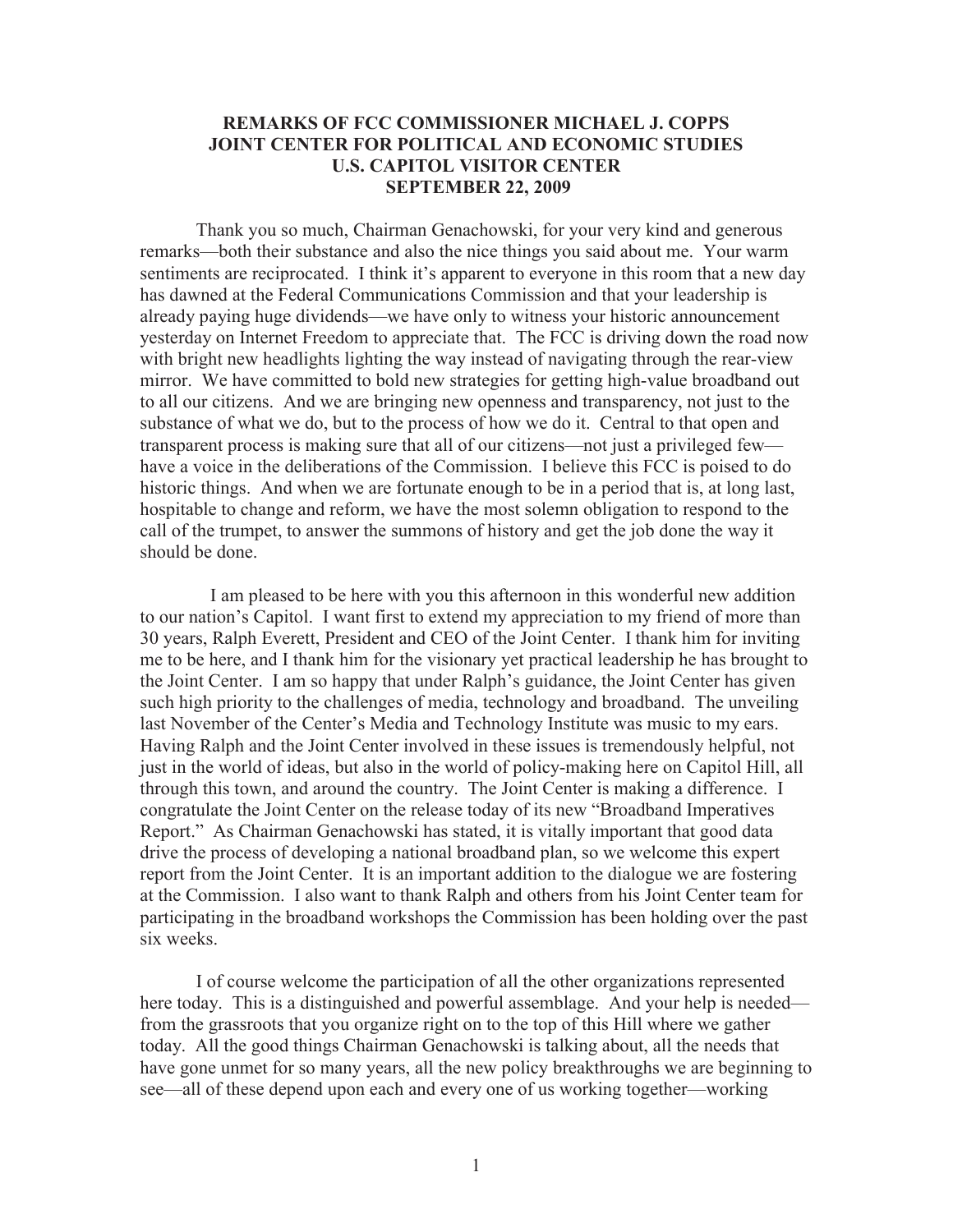# REMARKS OF FCC COMMISSIONER MICHAEL J. COPPS
## JOINT CENTER FOR POLITICAL AND ECONOMIC STUDIES
## U.S. CAPITOL VISITOR CENTER
## SEPTEMBER 22, 2009

Thank you so much, Chairman Genachowski, for your very kind and generous remarks—both their substance and also the nice things you said about me. Your warm sentiments are reciprocated. I think it's apparent to everyone in this room that a new day has dawned at the Federal Communications Commission and that your leadership is already paying huge dividends—we have only to witness your historic announcement yesterday on Internet Freedom to appreciate that. The FCC is driving down the road now with bright new headlights lighting the way instead of navigating through the rear-view mirror. We have committed to bold new strategies for getting high-value broadband out to all our citizens. And we are bringing new openness and transparency, not just to the substance of what we do, but to the process of how we do it. Central to that open and transparent process is making sure that all of our citizens—not just a privileged few—have a voice in the deliberations of the Commission. I believe this FCC is poised to do historic things. And when we are fortunate enough to be in a period that is, at long last, hospitable to change and reform, we have the most solemn obligation to respond to the call of the trumpet, to answer the summons of history and get the job done the way it should be done.

I am pleased to be here with you this afternoon in this wonderful new addition to our nation's Capitol. I want first to extend my appreciation to my friend of more than 30 years, Ralph Everett, President and CEO of the Joint Center. I thank him for inviting me to be here, and I thank him for the visionary yet practical leadership he has brought to the Joint Center. I am so happy that under Ralph's guidance, the Joint Center has given such high priority to the challenges of media, technology and broadband. The unveiling last November of the Center's Media and Technology Institute was music to my ears. Having Ralph and the Joint Center involved in these issues is tremendously helpful, not just in the world of ideas, but also in the world of policy-making here on Capitol Hill, all through this town, and around the country. The Joint Center is making a difference. I congratulate the Joint Center on the release today of its new "Broadband Imperatives Report." As Chairman Genachowski has stated, it is vitally important that good data drive the process of developing a national broadband plan, so we welcome this expert report from the Joint Center. It is an important addition to the dialogue we are fostering at the Commission. I also want to thank Ralph and others from his Joint Center team for participating in the broadband workshops the Commission has been holding over the past six weeks.

I of course welcome the participation of all the other organizations represented here today. This is a distinguished and powerful assemblage. And your help is needed—from the grassroots that you organize right on to the top of this Hill where we gather today. All the good things Chairman Genachowski is talking about, all the needs that have gone unmet for so many years, all the new policy breakthroughs we are beginning to see—all of these depend upon each and every one of us working together—working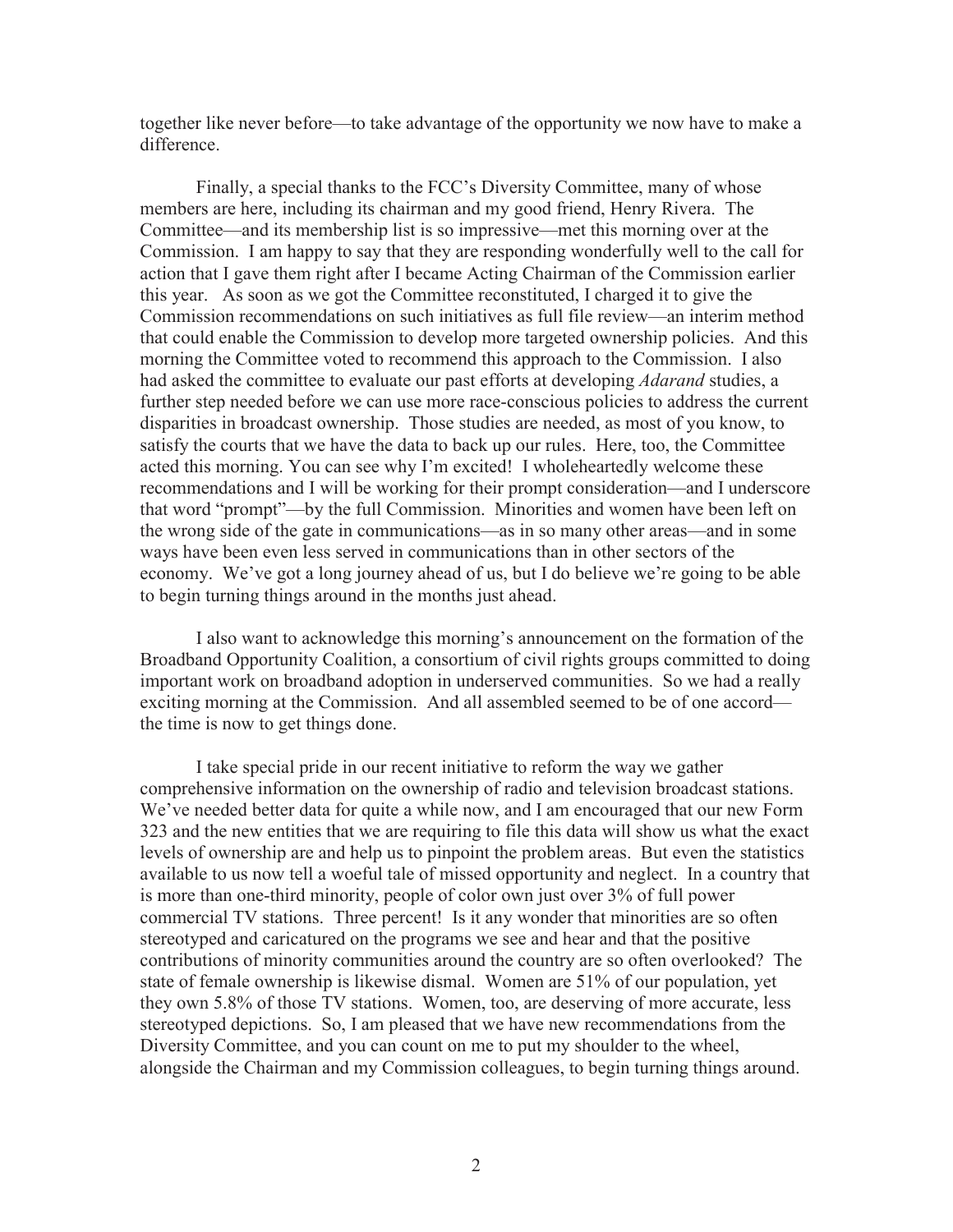together like never before—to take advantage of the opportunity we now have to make a difference.

Finally, a special thanks to the FCC's Diversity Committee, many of whose members are here, including its chairman and my good friend, Henry Rivera. The Committee—and its membership list is so impressive—met this morning over at the Commission. I am happy to say that they are responding wonderfully well to the call for action that I gave them right after I became Acting Chairman of the Commission earlier this year. As soon as we got the Committee reconstituted, I charged it to give the Commission recommendations on such initiatives as full file review—an interim method that could enable the Commission to develop more targeted ownership policies. And this morning the Committee voted to recommend this approach to the Commission. I also had asked the committee to evaluate our past efforts at developing *Adarand* studies, a further step needed before we can use more race-conscious policies to address the current disparities in broadcast ownership. Those studies are needed, as most of you know, to satisfy the courts that we have the data to back up our rules. Here, too, the Committee acted this morning. You can see why I'm excited! I wholeheartedly welcome these recommendations and I will be working for their prompt consideration—and I underscore that word "prompt"—by the full Commission. Minorities and women have been left on the wrong side of the gate in communications—as in so many other areas—and in some ways have been even less served in communications than in other sectors of the economy. We've got a long journey ahead of us, but I do believe we're going to be able to begin turning things around in the months just ahead.

I also want to acknowledge this morning's announcement on the formation of the Broadband Opportunity Coalition, a consortium of civil rights groups committed to doing important work on broadband adoption in underserved communities. So we had a really exciting morning at the Commission. And all assembled seemed to be of one accord—the time is now to get things done.

I take special pride in our recent initiative to reform the way we gather comprehensive information on the ownership of radio and television broadcast stations. We've needed better data for quite a while now, and I am encouraged that our new Form 323 and the new entities that we are requiring to file this data will show us what the exact levels of ownership are and help us to pinpoint the problem areas. But even the statistics available to us now tell a woeful tale of missed opportunity and neglect. In a country that is more than one-third minority, people of color own just over 3% of full power commercial TV stations. Three percent! Is it any wonder that minorities are so often stereotyped and caricatured on the programs we see and hear and that the positive contributions of minority communities around the country are so often overlooked? The state of female ownership is likewise dismal. Women are 51% of our population, yet they own 5.8% of those TV stations. Women, too, are deserving of more accurate, less stereotyped depictions. So, I am pleased that we have new recommendations from the Diversity Committee, and you can count on me to put my shoulder to the wheel, alongside the Chairman and my Commission colleagues, to begin turning things around.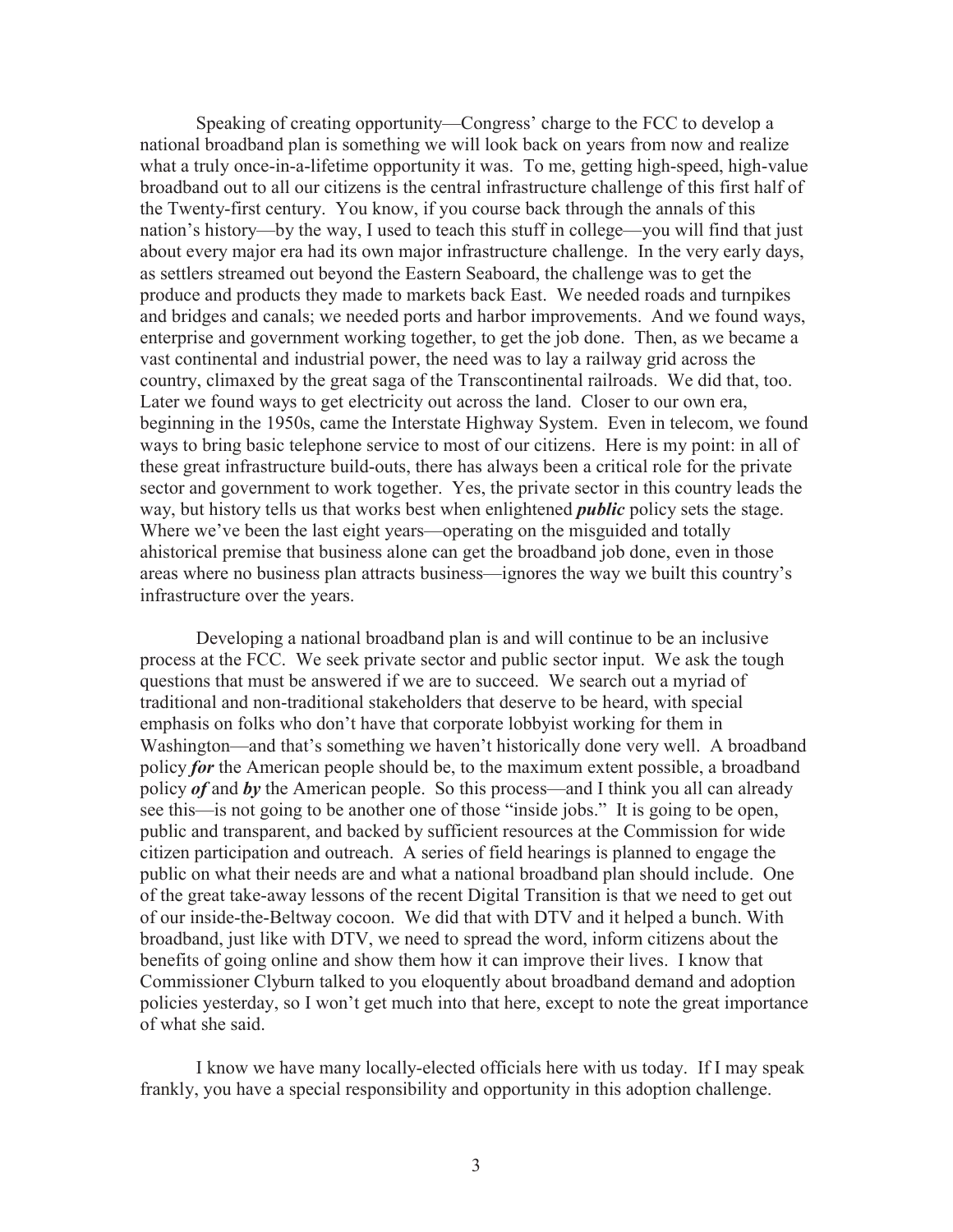Speaking of creating opportunity—Congress' charge to the FCC to develop a national broadband plan is something we will look back on years from now and realize what a truly once-in-a-lifetime opportunity it was. To me, getting high-speed, high-value broadband out to all our citizens is the central infrastructure challenge of this first half of the Twenty-first century. You know, if you course back through the annals of this nation's history—by the way, I used to teach this stuff in college—you will find that just about every major era had its own major infrastructure challenge. In the very early days, as settlers streamed out beyond the Eastern Seaboard, the challenge was to get the produce and products they made to markets back East. We needed roads and turnpikes and bridges and canals; we needed ports and harbor improvements. And we found ways, enterprise and government working together, to get the job done. Then, as we became a vast continental and industrial power, the need was to lay a railway grid across the country, climaxed by the great saga of the Transcontinental railroads. We did that, too. Later we found ways to get electricity out across the land. Closer to our own era, beginning in the 1950s, came the Interstate Highway System. Even in telecom, we found ways to bring basic telephone service to most of our citizens. Here is my point: in all of these great infrastructure build-outs, there has always been a critical role for the private sector and government to work together. Yes, the private sector in this country leads the way, but history tells us that works best when enlightened ***public*** policy sets the stage. Where we've been the last eight years—operating on the misguided and totally ahistorical premise that business alone can get the broadband job done, even in those areas where no business plan attracts business—ignores the way we built this country's infrastructure over the years.

Developing a national broadband plan is and will continue to be an inclusive process at the FCC. We seek private sector and public sector input. We ask the tough questions that must be answered if we are to succeed. We search out a myriad of traditional and non-traditional stakeholders that deserve to be heard, with special emphasis on folks who don't have that corporate lobbyist working for them in Washington—and that's something we haven't historically done very well. A broadband policy ***for*** the American people should be, to the maximum extent possible, a broadband policy ***of*** and ***by*** the American people. So this process—and I think you all can already see this—is not going to be another one of those "inside jobs." It is going to be open, public and transparent, and backed by sufficient resources at the Commission for wide citizen participation and outreach. A series of field hearings is planned to engage the public on what their needs are and what a national broadband plan should include. One of the great take-away lessons of the recent Digital Transition is that we need to get out of our inside-the-Beltway cocoon. We did that with DTV and it helped a bunch. With broadband, just like with DTV, we need to spread the word, inform citizens about the benefits of going online and show them how it can improve their lives. I know that Commissioner Clyburn talked to you eloquently about broadband demand and adoption policies yesterday, so I won't get much into that here, except to note the great importance of what she said.

I know we have many locally-elected officials here with us today. If I may speak frankly, you have a special responsibility and opportunity in this adoption challenge.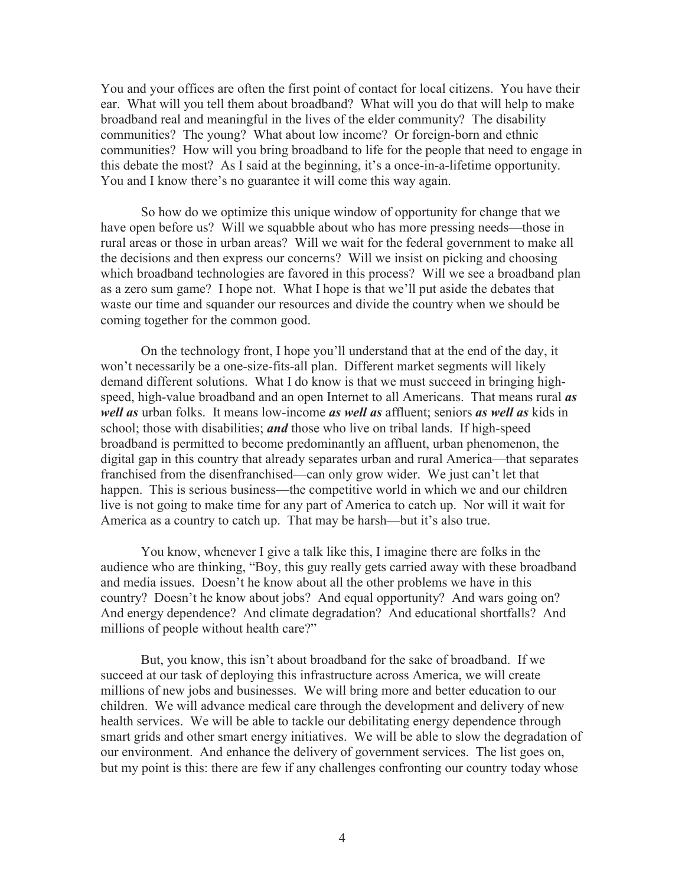You and your offices are often the first point of contact for local citizens. You have their ear. What will you tell them about broadband? What will you do that will help to make broadband real and meaningful in the lives of the elder community? The disability communities? The young? What about low income? Or foreign-born and ethnic communities? How will you bring broadband to life for the people that need to engage in this debate the most? As I said at the beginning, it's a once-in-a-lifetime opportunity. You and I know there's no guarantee it will come this way again.

So how do we optimize this unique window of opportunity for change that we have open before us? Will we squabble about who has more pressing needs—those in rural areas or those in urban areas? Will we wait for the federal government to make all the decisions and then express our concerns? Will we insist on picking and choosing which broadband technologies are favored in this process? Will we see a broadband plan as a zero sum game? I hope not. What I hope is that we'll put aside the debates that waste our time and squander our resources and divide the country when we should be coming together for the common good.

On the technology front, I hope you'll understand that at the end of the day, it won't necessarily be a one-size-fits-all plan. Different market segments will likely demand different solutions. What I do know is that we must succeed in bringing high-speed, high-value broadband and an open Internet to all Americans. That means rural ***as well as*** urban folks. It means low-income ***as well as*** affluent; seniors ***as well as*** kids in school; those with disabilities; ***and*** those who live on tribal lands. If high-speed broadband is permitted to become predominantly an affluent, urban phenomenon, the digital gap in this country that already separates urban and rural America—that separates franchised from the disenfranchised—can only grow wider. We just can't let that happen. This is serious business—the competitive world in which we and our children live is not going to make time for any part of America to catch up. Nor will it wait for America as a country to catch up. That may be harsh—but it's also true.

You know, whenever I give a talk like this, I imagine there are folks in the audience who are thinking, "Boy, this guy really gets carried away with these broadband and media issues. Doesn't he know about all the other problems we have in this country? Doesn't he know about jobs? And equal opportunity? And wars going on? And energy dependence? And climate degradation? And educational shortfalls? And millions of people without health care?"

But, you know, this isn't about broadband for the sake of broadband. If we succeed at our task of deploying this infrastructure across America, we will create millions of new jobs and businesses. We will bring more and better education to our children. We will advance medical care through the development and delivery of new health services. We will be able to tackle our debilitating energy dependence through smart grids and other smart energy initiatives. We will be able to slow the degradation of our environment. And enhance the delivery of government services. The list goes on, but my point is this: there are few if any challenges confronting our country today whose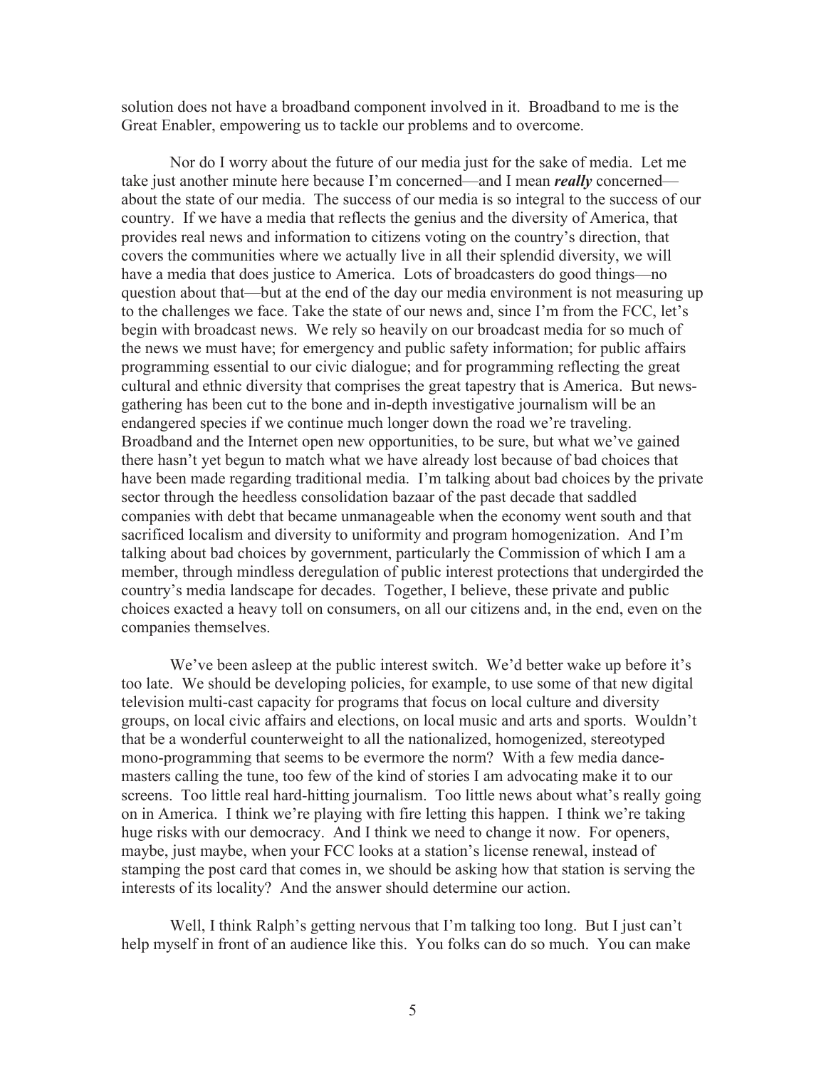solution does not have a broadband component involved in it. Broadband to me is the Great Enabler, empowering us to tackle our problems and to overcome.

Nor do I worry about the future of our media just for the sake of media. Let me take just another minute here because I'm concerned—and I mean ***really*** concerned—about the state of our media. The success of our media is so integral to the success of our country. If we have a media that reflects the genius and the diversity of America, that provides real news and information to citizens voting on the country's direction, that covers the communities where we actually live in all their splendid diversity, we will have a media that does justice to America. Lots of broadcasters do good things—no question about that—but at the end of the day our media environment is not measuring up to the challenges we face. Take the state of our news and, since I'm from the FCC, let's begin with broadcast news. We rely so heavily on our broadcast media for so much of the news we must have; for emergency and public safety information; for public affairs programming essential to our civic dialogue; and for programming reflecting the great cultural and ethnic diversity that comprises the great tapestry that is America. But news-gathering has been cut to the bone and in-depth investigative journalism will be an endangered species if we continue much longer down the road we're traveling. Broadband and the Internet open new opportunities, to be sure, but what we've gained there hasn't yet begun to match what we have already lost because of bad choices that have been made regarding traditional media. I'm talking about bad choices by the private sector through the heedless consolidation bazaar of the past decade that saddled companies with debt that became unmanageable when the economy went south and that sacrificed localism and diversity to uniformity and program homogenization. And I'm talking about bad choices by government, particularly the Commission of which I am a member, through mindless deregulation of public interest protections that undergirded the country's media landscape for decades. Together, I believe, these private and public choices exacted a heavy toll on consumers, on all our citizens and, in the end, even on the companies themselves.

We've been asleep at the public interest switch. We'd better wake up before it's too late. We should be developing policies, for example, to use some of that new digital television multi-cast capacity for programs that focus on local culture and diversity groups, on local civic affairs and elections, on local music and arts and sports. Wouldn't that be a wonderful counterweight to all the nationalized, homogenized, stereotyped mono-programming that seems to be evermore the norm? With a few media dance-masters calling the tune, too few of the kind of stories I am advocating make it to our screens. Too little real hard-hitting journalism. Too little news about what's really going on in America. I think we're playing with fire letting this happen. I think we're taking huge risks with our democracy. And I think we need to change it now. For openers, maybe, just maybe, when your FCC looks at a station's license renewal, instead of stamping the post card that comes in, we should be asking how that station is serving the interests of its locality? And the answer should determine our action.

Well, I think Ralph's getting nervous that I'm talking too long. But I just can't help myself in front of an audience like this. You folks can do so much. You can make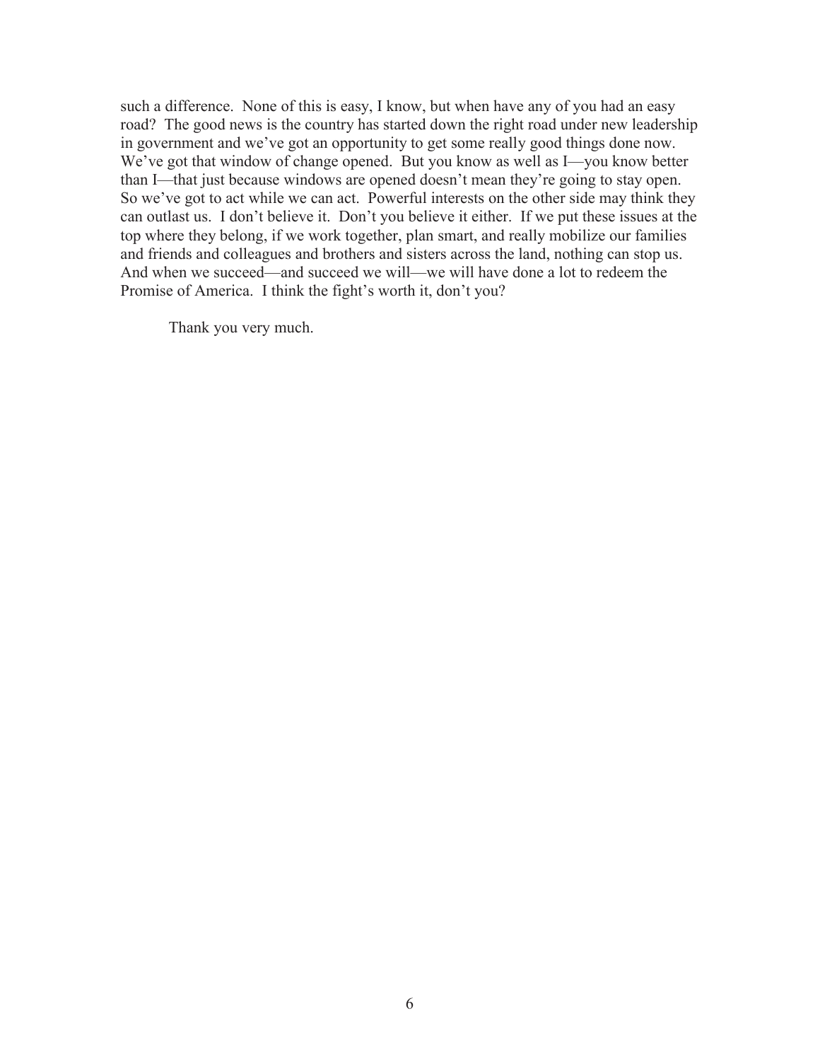such a difference. None of this is easy, I know, but when have any of you had an easy road? The good news is the country has started down the right road under new leadership in government and we've got an opportunity to get some really good things done now. We've got that window of change opened. But you know as well as I—you know better than I—that just because windows are opened doesn't mean they're going to stay open. So we've got to act while we can act. Powerful interests on the other side may think they can outlast us. I don't believe it. Don't you believe it either. If we put these issues at the top where they belong, if we work together, plan smart, and really mobilize our families and friends and colleagues and brothers and sisters across the land, nothing can stop us. And when we succeed—and succeed we will—we will have done a lot to redeem the Promise of America. I think the fight's worth it, don't you?

Thank you very much.